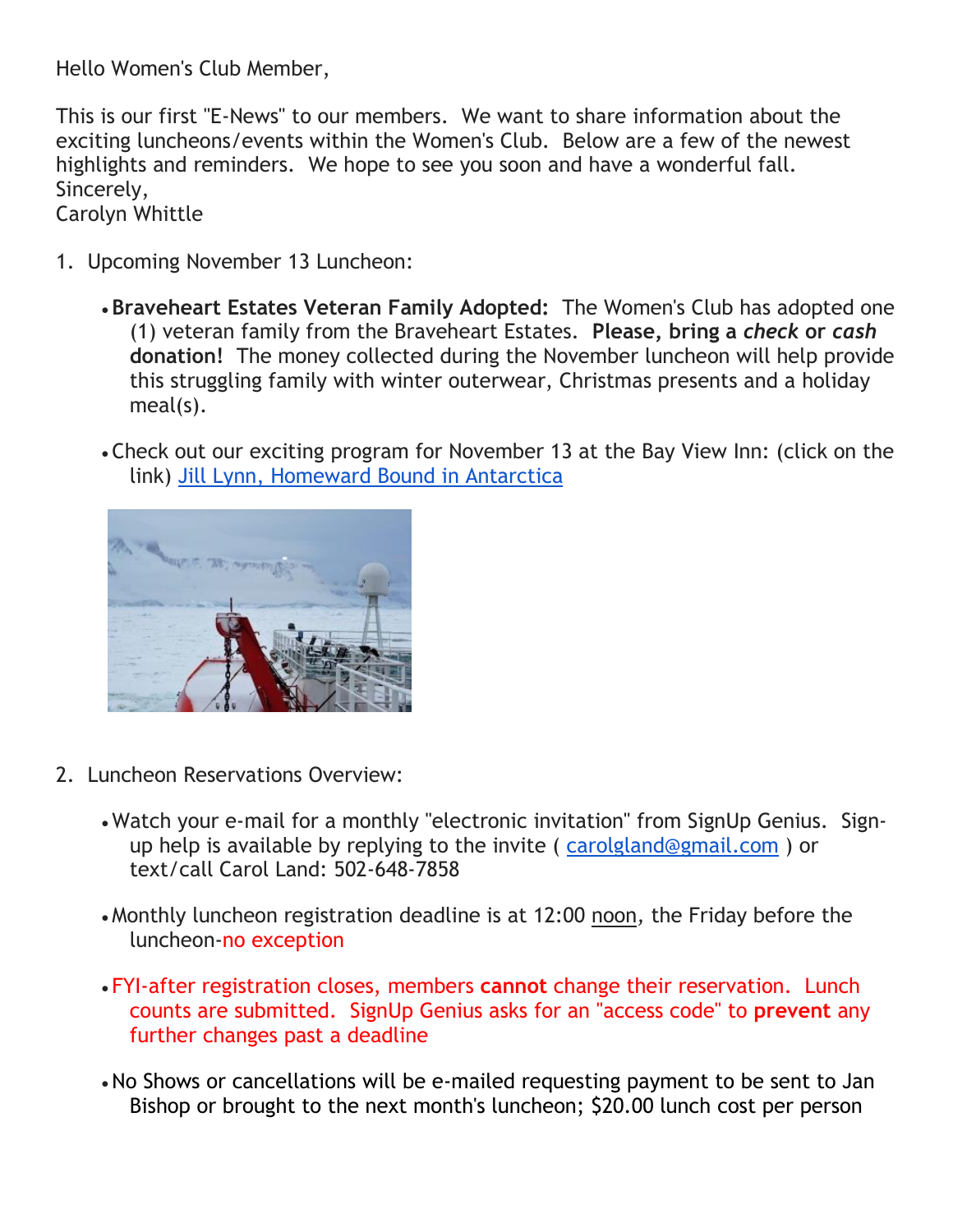Hello Women's Club Member,

This is our first "E-News" to our members. We want to share information about the exciting luncheons/events within the Women's Club. Below are a few of the newest highlights and reminders. We hope to see you soon and have a wonderful fall.
Sincerely,
Carolyn Whittle

1. Upcoming November 13 Luncheon:

    - **Braveheart Estates Veteran Family Adopted:** The Women's Club has adopted one (1) veteran family from the Braveheart Estates. **Please, bring a *check* or *cash* donation!** The money collected during the November luncheon will help provide this struggling family with winter outerwear, Christmas presents and a holiday meal(s).

    - Check out our exciting program for November 13 at the Bay View Inn: (click on the link) Jill Lynn, Homeward Bound in Antarctica

2. Luncheon Reservations Overview:

    - Watch your e-mail for a monthly "electronic invitation" from SignUp Genius. Sign-up help is available by replying to the invite ( carolgland@gmail.com ) or text/call Carol Land: 502-648-7858

    - Monthly luncheon registration deadline is at 12:00 noon, the Friday before the luncheon-no exception

    - FYI-after registration closes, members **cannot** change their reservation. Lunch counts are submitted. SignUp Genius asks for an "access code" to **prevent** any further changes past a deadline

    - No Shows or cancellations will be e-mailed requesting payment to be sent to Jan Bishop or brought to the next month's luncheon; $20.00 lunch cost per person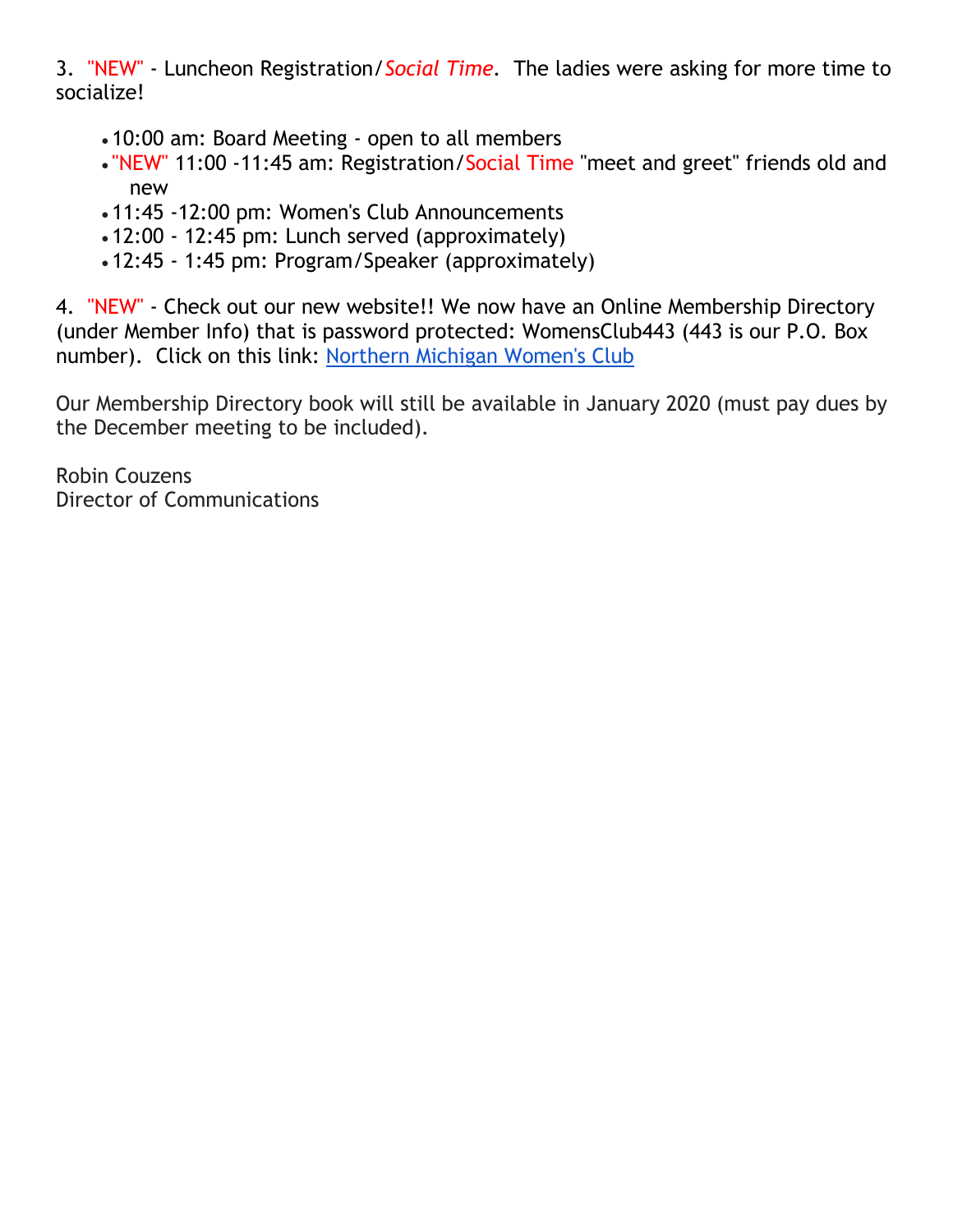3. "NEW" - Luncheon Registration/*Social Time*. The ladies were asking for more time to socialize!

- 10:00 am: Board Meeting - open to all members
- "NEW" 11:00 -11:45 am: Registration/Social Time "meet and greet" friends old and new
- 11:45 -12:00 pm: Women's Club Announcements
- 12:00 - 12:45 pm: Lunch served (approximately)
- 12:45 - 1:45 pm: Program/Speaker (approximately)

4. "NEW" - Check out our new website!! We now have an Online Membership Directory (under Member Info) that is password protected: WomensClub443 (443 is our P.O. Box number). Click on this link: [Northern Michigan Women's Club]

Our Membership Directory book will still be available in January 2020 (must pay dues by the December meeting to be included).

Robin Couzens
Director of Communications